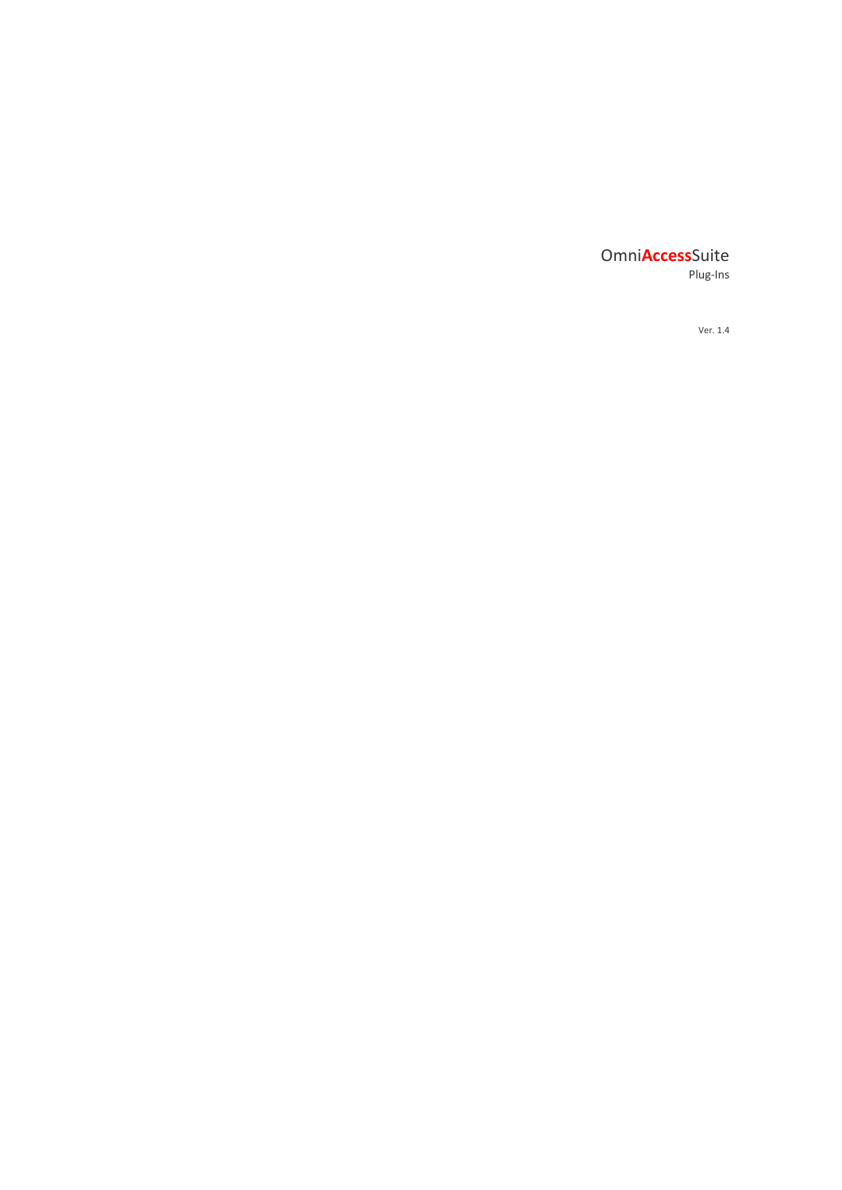# Omni**Access**Suite

Plug-Ins

Ver. 1.4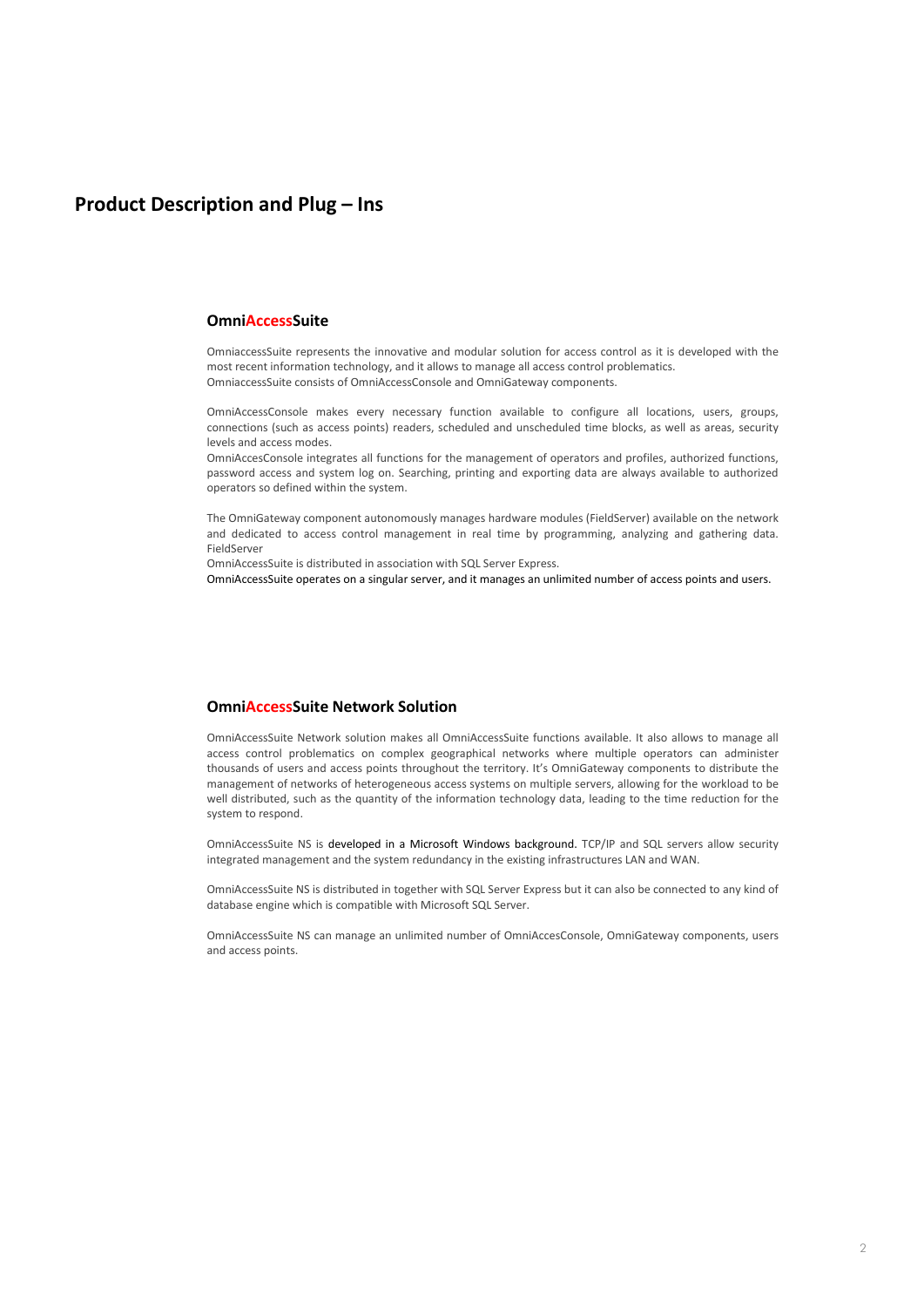# Product Description and Plug – Ins

## OmniAccessSuite

OmniaccessSuite represents the innovative and modular solution for access control as it is developed with the most recent information technology, and it allows to manage all access control problematics.
OmniaccessSuite consists of OmniAccessConsole and OmniGateway components.

OmniAccessConsole makes every necessary function available to configure all locations, users, groups, connections (such as access points) readers, scheduled and unscheduled time blocks, as well as areas, security levels and access modes.
OmniAccesConsole integrates all functions for the management of operators and profiles, authorized functions, password access and system log on. Searching, printing and exporting data are always available to authorized operators so defined within the system.

The OmniGateway component autonomously manages hardware modules (FieldServer) available on the network and dedicated to access control management in real time by programming, analyzing and gathering data. FieldServer
OmniAccessSuite is distributed in association with SQL Server Express.
OmniAccessSuite operates on a singular server, and it manages an unlimited number of access points and users.

## OmniAccessSuite Network Solution

OmniAccessSuite Network solution makes all OmniAccessSuite functions available. It also allows to manage all access control problematics on complex geographical networks where multiple operators can administer thousands of users and access points throughout the territory. It's OmniGateway components to distribute the management of networks of heterogeneous access systems on multiple servers, allowing for the workload to be well distributed, such as the quantity of the information technology data, leading to the time reduction for the system to respond.

OmniAccessSuite NS is developed in a Microsoft Windows background. TCP/IP and SQL servers allow security integrated management and the system redundancy in the existing infrastructures LAN and WAN.

OmniAccessSuite NS is distributed in together with SQL Server Express but it can also be connected to any kind of database engine which is compatible with Microsoft SQL Server.

OmniAccessSuite NS can manage an unlimited number of OmniAccesConsole, OmniGateway components, users and access points.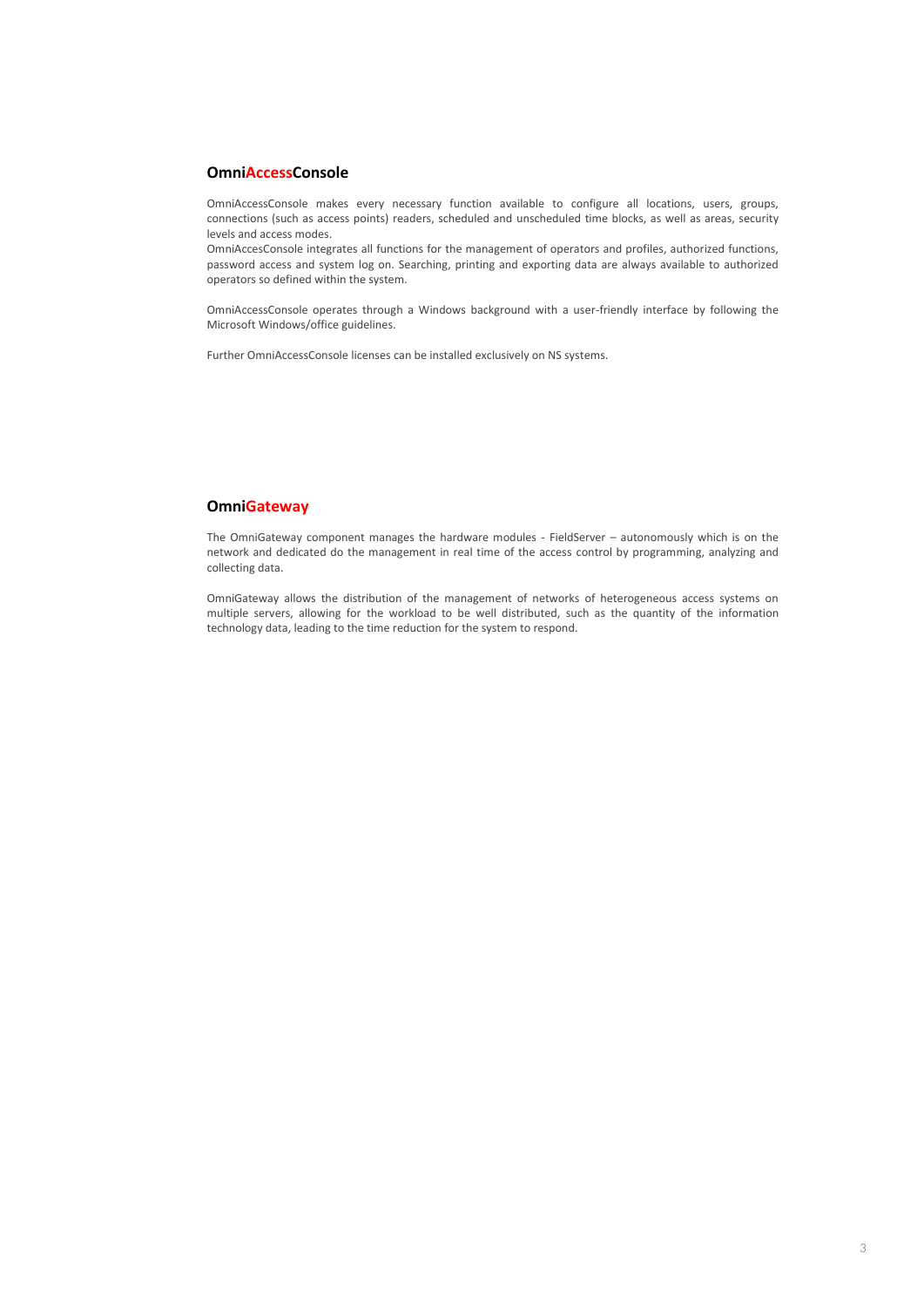## OmniAccessConsole

OmniAccessConsole makes every necessary function available to configure all locations, users, groups, connections (such as access points) readers, scheduled and unscheduled time blocks, as well as areas, security levels and access modes.
OmniAccesConsole integrates all functions for the management of operators and profiles, authorized functions, password access and system log on. Searching, printing and exporting data are always available to authorized operators so defined within the system.

OmniAccessConsole operates through a Windows background with a user-friendly interface by following the Microsoft Windows/office guidelines.

Further OmniAccessConsole licenses can be installed exclusively on NS systems.

## OmniGateway

The OmniGateway component manages the hardware modules - FieldServer – autonomously which is on the network and dedicated do the management in real time of the access control by programming, analyzing and collecting data.

OmniGateway allows the distribution of the management of networks of heterogeneous access systems on multiple servers, allowing for the workload to be well distributed, such as the quantity of the information technology data, leading to the time reduction for the system to respond.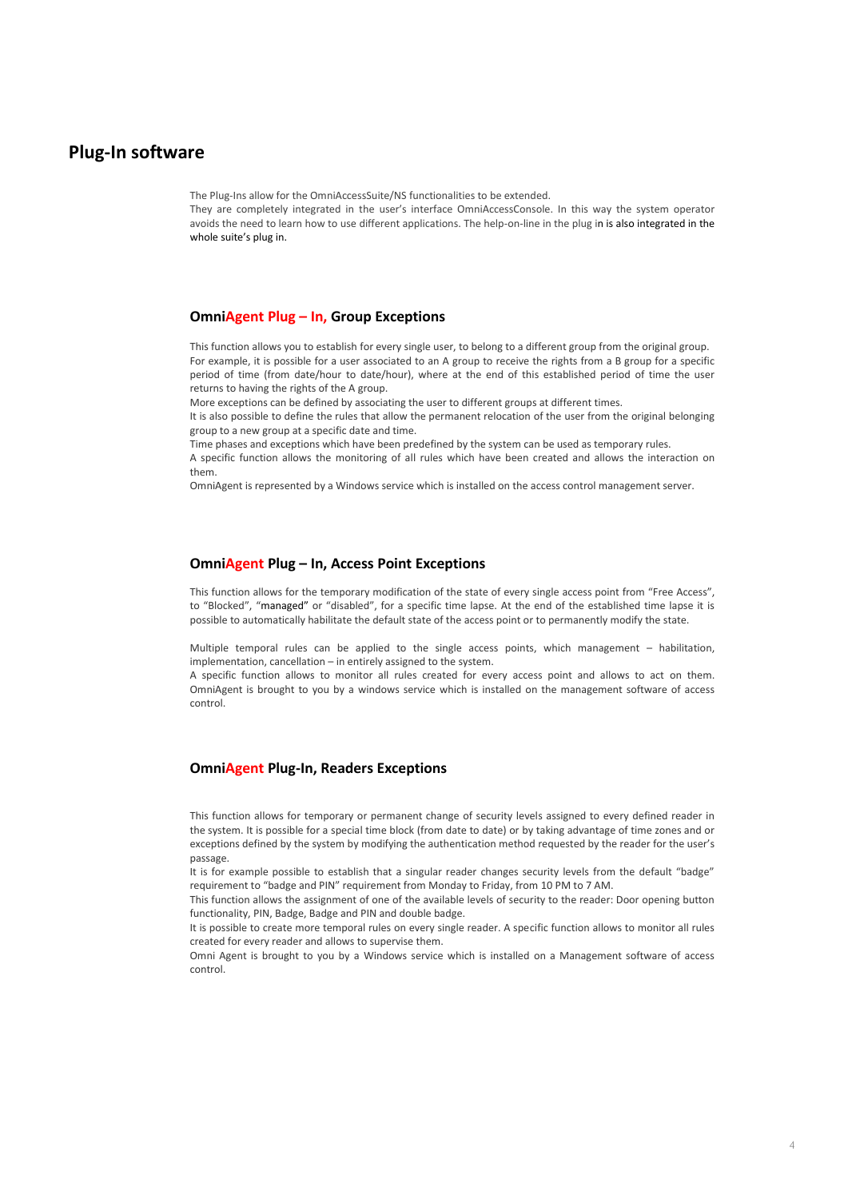## Plug-In software

The Plug-Ins allow for the OmniAccessSuite/NS functionalities to be extended.
They are completely integrated in the user's interface OmniAccessConsole. In this way the system operator avoids the need to learn how to use different applications. The help-on-line in the plug in is also integrated in the whole suite's plug in.

### OmniAgent Plug – In, Group Exceptions

This function allows you to establish for every single user, to belong to a different group from the original group. For example, it is possible for a user associated to an A group to receive the rights from a B group for a specific period of time (from date/hour to date/hour), where at the end of this established period of time the user returns to having the rights of the A group.
More exceptions can be defined by associating the user to different groups at different times.
It is also possible to define the rules that allow the permanent relocation of the user from the original belonging group to a new group at a specific date and time.
Time phases and exceptions which have been predefined by the system can be used as temporary rules.
A specific function allows the monitoring of all rules which have been created and allows the interaction on them.
OmniAgent is represented by a Windows service which is installed on the access control management server.

### OmniAgent Plug – In, Access Point Exceptions

This function allows for the temporary modification of the state of every single access point from "Free Access", to "Blocked", "managed" or "disabled", for a specific time lapse. At the end of the established time lapse it is possible to automatically habilitate the default state of the access point or to permanently modify the state.

Multiple temporal rules can be applied to the single access points, which management – habilitation, implementation, cancellation – in entirely assigned to the system.
A specific function allows to monitor all rules created for every access point and allows to act on them. OmniAgent is brought to you by a windows service which is installed on the management software of access control.

### OmniAgent Plug-In, Readers Exceptions

This function allows for temporary or permanent change of security levels assigned to every defined reader in the system. It is possible for a special time block (from date to date) or by taking advantage of time zones and or exceptions defined by the system by modifying the authentication method requested by the reader for the user's passage.
It is for example possible to establish that a singular reader changes security levels from the default "badge" requirement to "badge and PIN" requirement from Monday to Friday, from 10 PM to 7 AM.
This function allows the assignment of one of the available levels of security to the reader: Door opening button functionality, PIN, Badge, Badge and PIN and double badge.
It is possible to create more temporal rules on every single reader. A specific function allows to monitor all rules created for every reader and allows to supervise them.
Omni Agent is brought to you by a Windows service which is installed on a Management software of access control.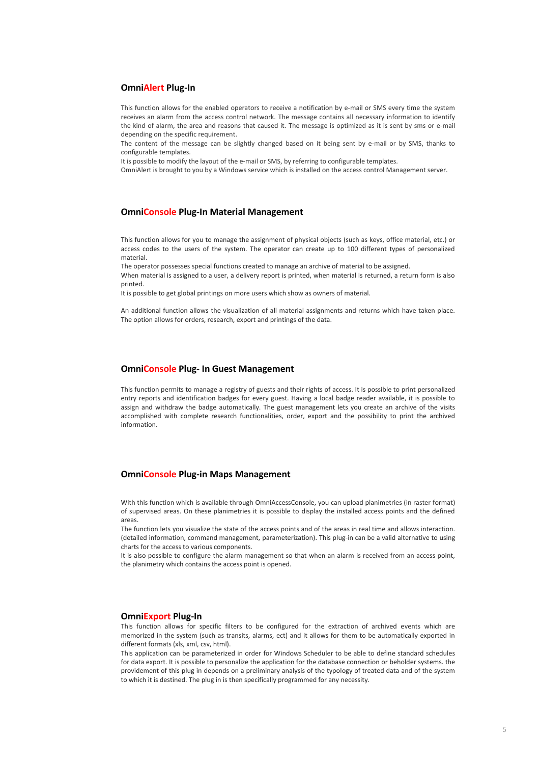## **OmniAlert Plug-In**

This function allows for the enabled operators to receive a notification by e-mail or SMS every time the system receives an alarm from the access control network. The message contains all necessary information to identify the kind of alarm, the area and reasons that caused it. The message is optimized as it is sent by sms or e-mail depending on the specific requirement.

The content of the message can be slightly changed based on it being sent by e-mail or by SMS, thanks to configurable templates.

It is possible to modify the layout of the e-mail or SMS, by referring to configurable templates.

OmniAlert is brought to you by a Windows service which is installed on the access control Management server.

## **OmniConsole Plug-In Material Management**

This function allows for you to manage the assignment of physical objects (such as keys, office material, etc.) or access codes to the users of the system. The operator can create up to 100 different types of personalized material.

The operator possesses special functions created to manage an archive of material to be assigned.

When material is assigned to a user, a delivery report is printed, when material is returned, a return form is also printed.

It is possible to get global printings on more users which show as owners of material.

An additional function allows the visualization of all material assignments and returns which have taken place. The option allows for orders, research, export and printings of the data.

## **OmniConsole Plug- In Guest Management**

This function permits to manage a registry of guests and their rights of access. It is possible to print personalized entry reports and identification badges for every guest. Having a local badge reader available, it is possible to assign and withdraw the badge automatically. The guest management lets you create an archive of the visits accomplished with complete research functionalities, order, export and the possibility to print the archived information.

## **OmniConsole Plug-in Maps Management**

With this function which is available through OmniAccessConsole, you can upload planimetries (in raster format) of supervised areas. On these planimetries it is possible to display the installed access points and the defined areas.

The function lets you visualize the state of the access points and of the areas in real time and allows interaction. (detailed information, command management, parameterization). This plug-in can be a valid alternative to using charts for the access to various components.

It is also possible to configure the alarm management so that when an alarm is received from an access point, the planimetry which contains the access point is opened.

## **OmniExport Plug-In**

This function allows for specific filters to be configured for the extraction of archived events which are memorized in the system (such as transits, alarms, ect) and it allows for them to be automatically exported in different formats (xls, xml, csv, html).

This application can be parameterized in order for Windows Scheduler to be able to define standard schedules for data export. It is possible to personalize the application for the database connection or beholder systems. the providement of this plug in depends on a preliminary analysis of the typology of treated data and of the system to which it is destined. The plug in is then specifically programmed for any necessity.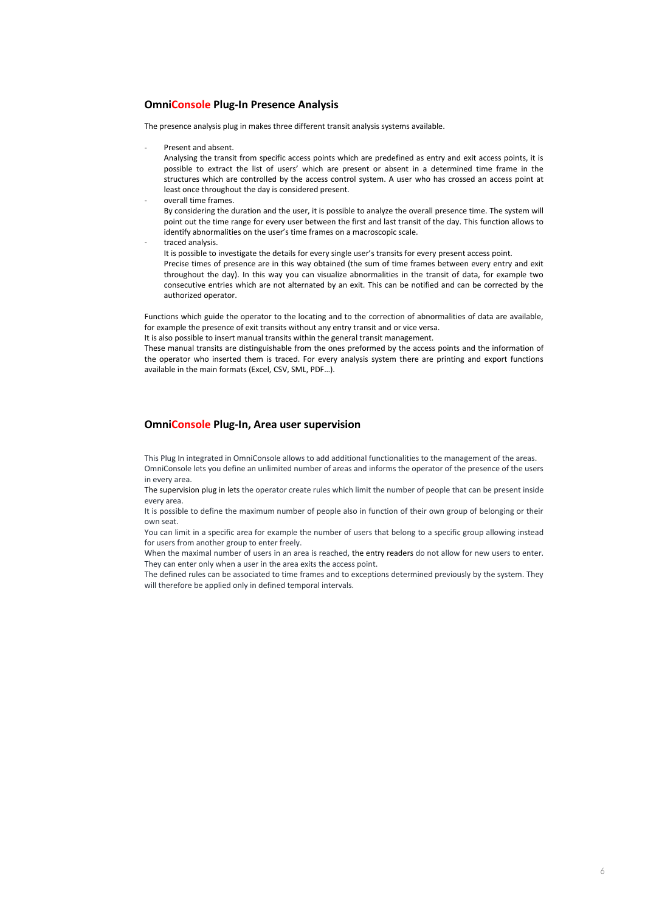## **OmniConsole Plug-In Presence Analysis**

The presence analysis plug in makes three different transit analysis systems available.

- Present and absent.
  Analysing the transit from specific access points which are predefined as entry and exit access points, it is possible to extract the list of users' which are present or absent in a determined time frame in the structures which are controlled by the access control system. A user who has crossed an access point at least once throughout the day is considered present.
- overall time frames.
  By considering the duration and the user, it is possible to analyze the overall presence time. The system will point out the time range for every user between the first and last transit of the day. This function allows to identify abnormalities on the user's time frames on a macroscopic scale.
- traced analysis.
  It is possible to investigate the details for every single user's transits for every present access point.
  Precise times of presence are in this way obtained (the sum of time frames between every entry and exit throughout the day). In this way you can visualize abnormalities in the transit of data, for example two consecutive entries which are not alternated by an exit. This can be notified and can be corrected by the authorized operator.

Functions which guide the operator to the locating and to the correction of abnormalities of data are available, for example the presence of exit transits without any entry transit and or vice versa.
It is also possible to insert manual transits within the general transit management.
These manual transits are distinguishable from the ones preformed by the access points and the information of the operator who inserted them is traced. For every analysis system there are printing and export functions available in the main formats (Excel, CSV, SML, PDF…).

## **OmniConsole Plug-In, Area user supervision**

This Plug In integrated in OmniConsole allows to add additional functionalities to the management of the areas.
OmniConsole lets you define an unlimited number of areas and informs the operator of the presence of the users in every area.
The supervision plug in lets the operator create rules which limit the number of people that can be present inside every area.
It is possible to define the maximum number of people also in function of their own group of belonging or their own seat.
You can limit in a specific area for example the number of users that belong to a specific group allowing instead for users from another group to enter freely.
When the maximal number of users in an area is reached, the entry readers do not allow for new users to enter. They can enter only when a user in the area exits the access point.
The defined rules can be associated to time frames and to exceptions determined previously by the system. They will therefore be applied only in defined temporal intervals.